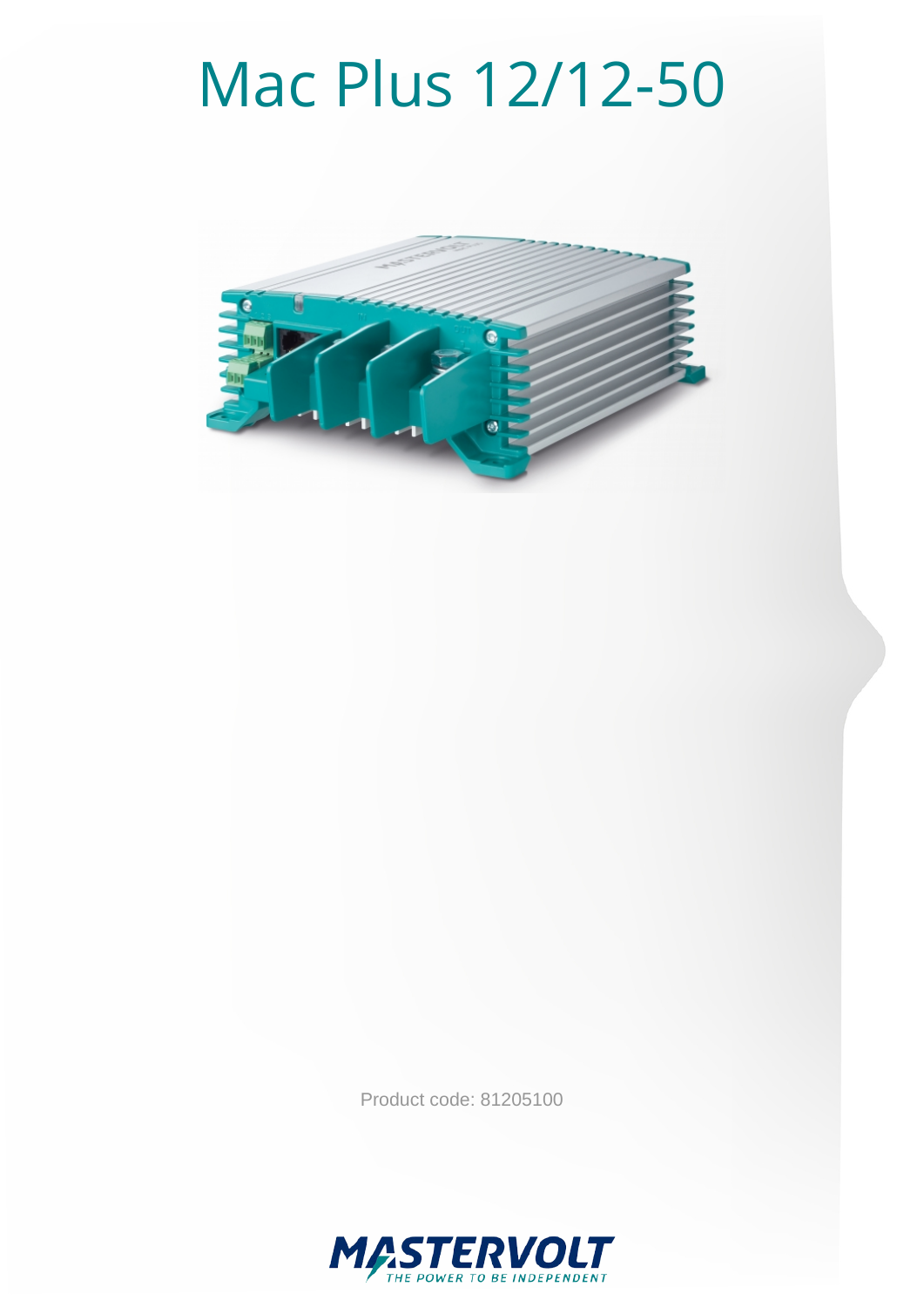# Mac Plus 12/12-50

Product code: 81205100

MASTERVOLT
THE POWER TO BE INDEPENDENT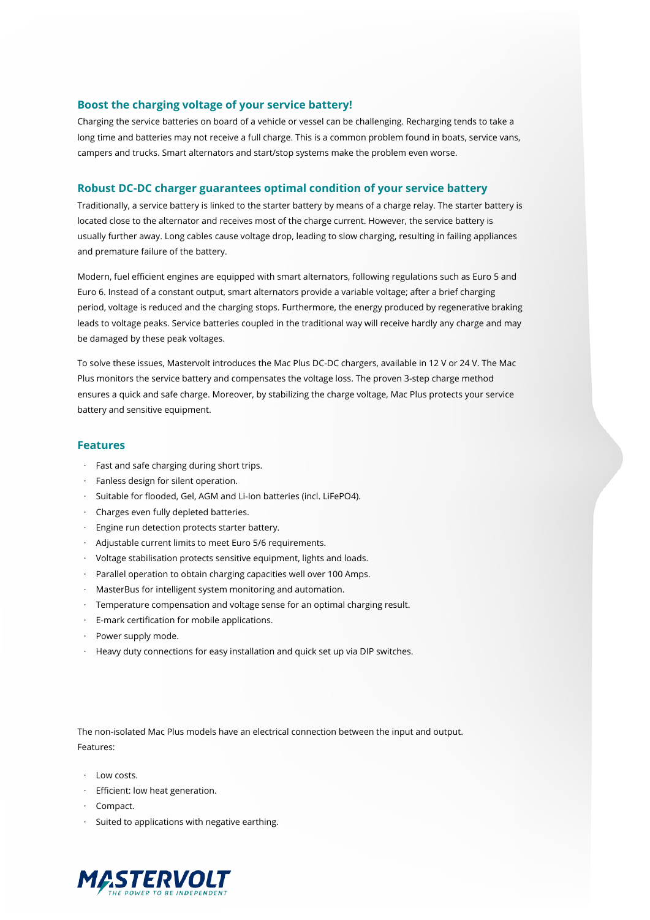## Boost the charging voltage of your service battery!

Charging the service batteries on board of a vehicle or vessel can be challenging. Recharging tends to take a long time and batteries may not receive a full charge. This is a common problem found in boats, service vans, campers and trucks. Smart alternators and start/stop systems make the problem even worse.

## Robust DC-DC charger guarantees optimal condition of your service battery

Traditionally, a service battery is linked to the starter battery by means of a charge relay. The starter battery is located close to the alternator and receives most of the charge current. However, the service battery is usually further away. Long cables cause voltage drop, leading to slow charging, resulting in failing appliances and premature failure of the battery.

Modern, fuel efficient engines are equipped with smart alternators, following regulations such as Euro 5 and Euro 6. Instead of a constant output, smart alternators provide a variable voltage; after a brief charging period, voltage is reduced and the charging stops. Furthermore, the energy produced by regenerative braking leads to voltage peaks. Service batteries coupled in the traditional way will receive hardly any charge and may be damaged by these peak voltages.

To solve these issues, Mastervolt introduces the Mac Plus DC-DC chargers, available in 12 V or 24 V. The Mac Plus monitors the service battery and compensates the voltage loss. The proven 3-step charge method ensures a quick and safe charge. Moreover, by stabilizing the charge voltage, Mac Plus protects your service battery and sensitive equipment.

## Features

- Fast and safe charging during short trips.
- Fanless design for silent operation.
- Suitable for flooded, Gel, AGM and Li-Ion batteries (incl. LiFePO4).
- Charges even fully depleted batteries.
- Engine run detection protects starter battery.
- Adjustable current limits to meet Euro 5/6 requirements.
- Voltage stabilisation protects sensitive equipment, lights and loads.
- Parallel operation to obtain charging capacities well over 100 Amps.
- MasterBus for intelligent system monitoring and automation.
- Temperature compensation and voltage sense for an optimal charging result.
- E-mark certification for mobile applications.
- Power supply mode.
- Heavy duty connections for easy installation and quick set up via DIP switches.

The non-isolated Mac Plus models have an electrical connection between the input and output.
Features:

- Low costs.
- Efficient: low heat generation.
- Compact.
- Suited to applications with negative earthing.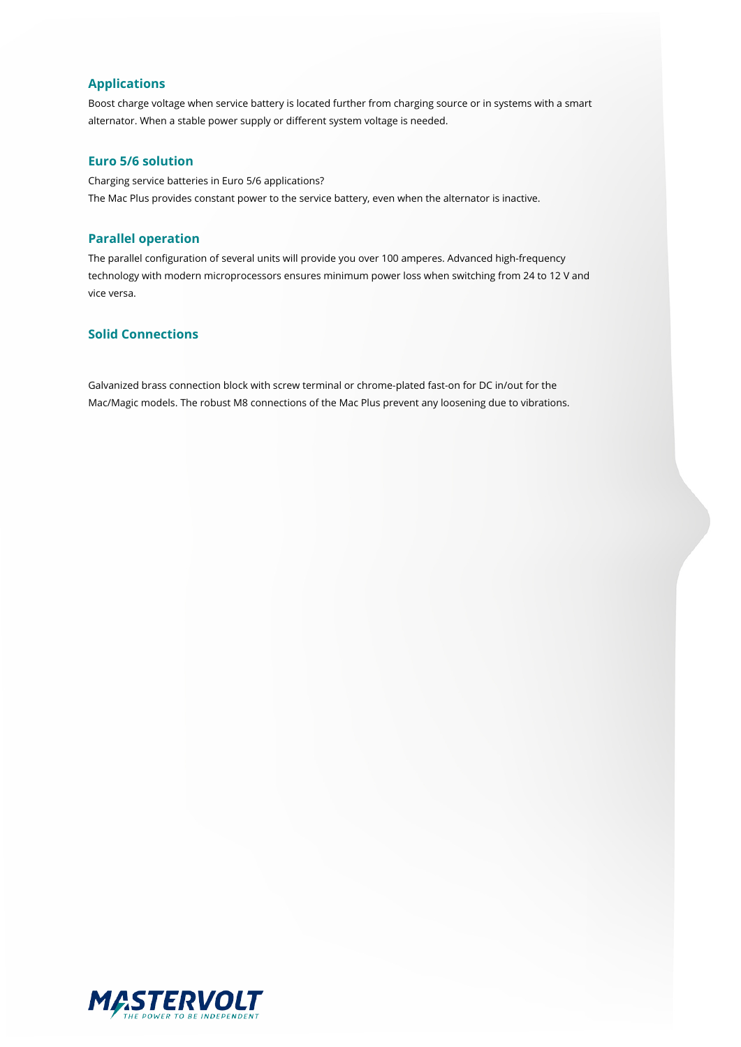## Applications

Boost charge voltage when service battery is located further from charging source or in systems with a smart alternator. When a stable power supply or different system voltage is needed.

## Euro 5/6 solution

Charging service batteries in Euro 5/6 applications?
The Mac Plus provides constant power to the service battery, even when the alternator is inactive.

## Parallel operation

The parallel configuration of several units will provide you over 100 amperes. Advanced high-frequency technology with modern microprocessors ensures minimum power loss when switching from 24 to 12 V and vice versa.

## Solid Connections

Galvanized brass connection block with screw terminal or chrome-plated fast-on for DC in/out for the Mac/Magic models. The robust M8 connections of the Mac Plus prevent any loosening due to vibrations.

MASTERVOLT
THE POWER TO BE INDEPENDENT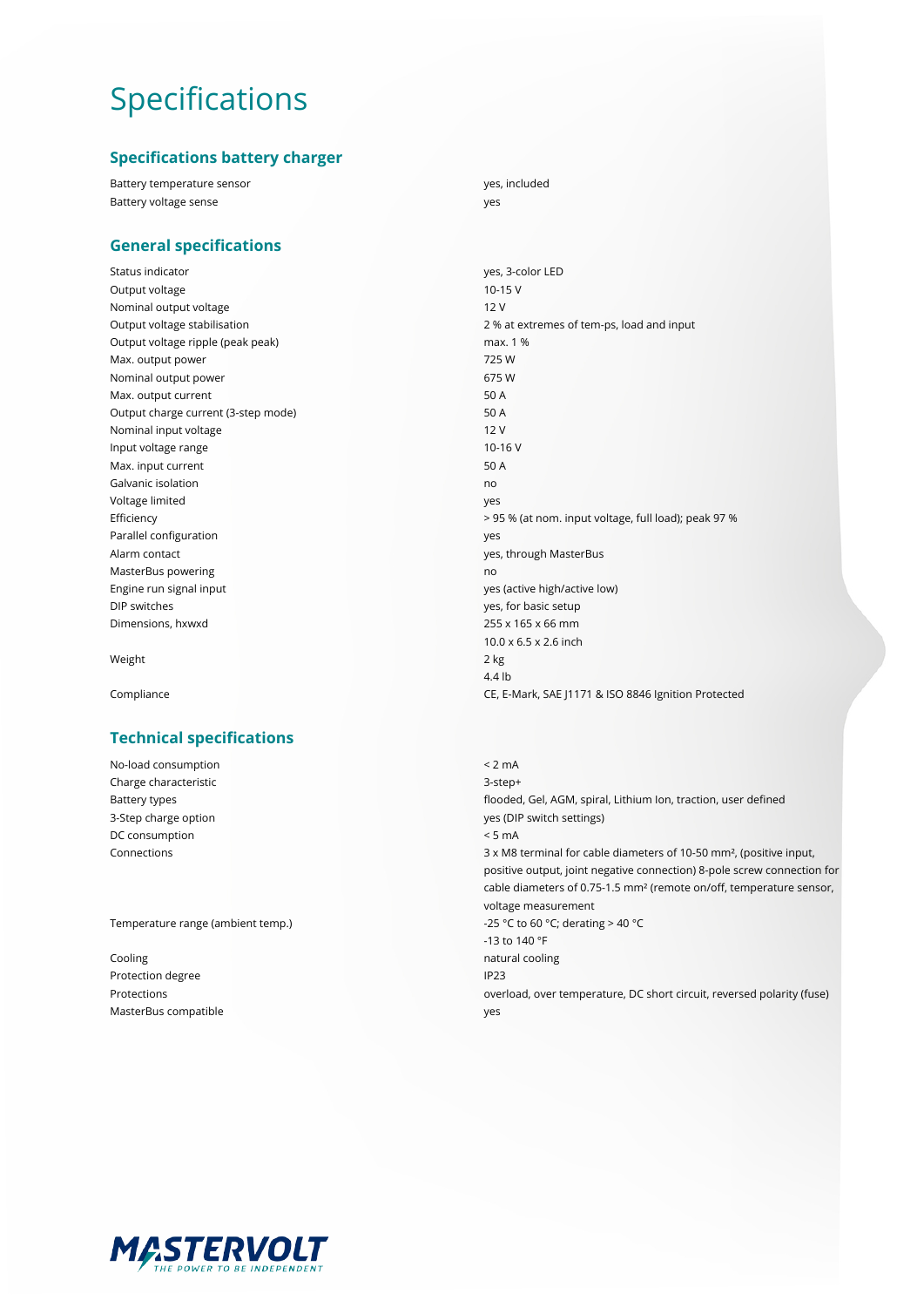# Specifications

## Specifications battery charger

| | |
|---|---|
| Battery temperature sensor | yes, included |
| Battery voltage sense | yes |

## General specifications

| | |
|---|---|
| Status indicator | yes, 3-color LED |
| Output voltage | 10-15 V |
| Nominal output voltage | 12 V |
| Output voltage stabilisation | 2 % at extremes of tem-ps, load and input |
| Output voltage ripple (peak peak) | max. 1 % |
| Max. output power | 725 W |
| Nominal output power | 675 W |
| Max. output current | 50 A |
| Output charge current (3-step mode) | 50 A |
| Nominal input voltage | 12 V |
| Input voltage range | 10-16 V |
| Max. input current | 50 A |
| Galvanic isolation | no |
| Voltage limited | yes |
| Efficiency | > 95 % (at nom. input voltage, full load); peak 97 % |
| Parallel configuration | yes |
| Alarm contact | yes, through MasterBus |
| MasterBus powering | no |
| Engine run signal input | yes (active high/active low) |
| DIP switches | yes, for basic setup |
| Dimensions, hxwxd | 255 x 165 x 66 mm<br>10.0 x 6.5 x 2.6 inch |
| Weight | 2 kg<br>4.4 lb |
| Compliance | CE, E-Mark, SAE J1171 & ISO 8846 Ignition Protected |

## Technical specifications

| | |
|---|---|
| No-load consumption | < 2 mA |
| Charge characteristic | 3-step+ |
| Battery types | flooded, Gel, AGM, spiral, Lithium Ion, traction, user defined |
| 3-Step charge option | yes (DIP switch settings) |
| DC consumption | < 5 mA |
| Connections | 3 x M8 terminal for cable diameters of 10-50 mm², (positive input, positive output, joint negative connection) 8-pole screw connection for cable diameters of 0.75-1.5 mm² (remote on/off, temperature sensor, voltage measurement |
| Temperature range (ambient temp.) | -25 °C to 60 °C; derating > 40 °C<br>-13 to 140 °F |
| Cooling | natural cooling |
| Protection degree | IP23 |
| Protections | overload, over temperature, DC short circuit, reversed polarity (fuse) |
| MasterBus compatible | yes |

MASTERVOLT
THE POWER TO BE INDEPENDENT